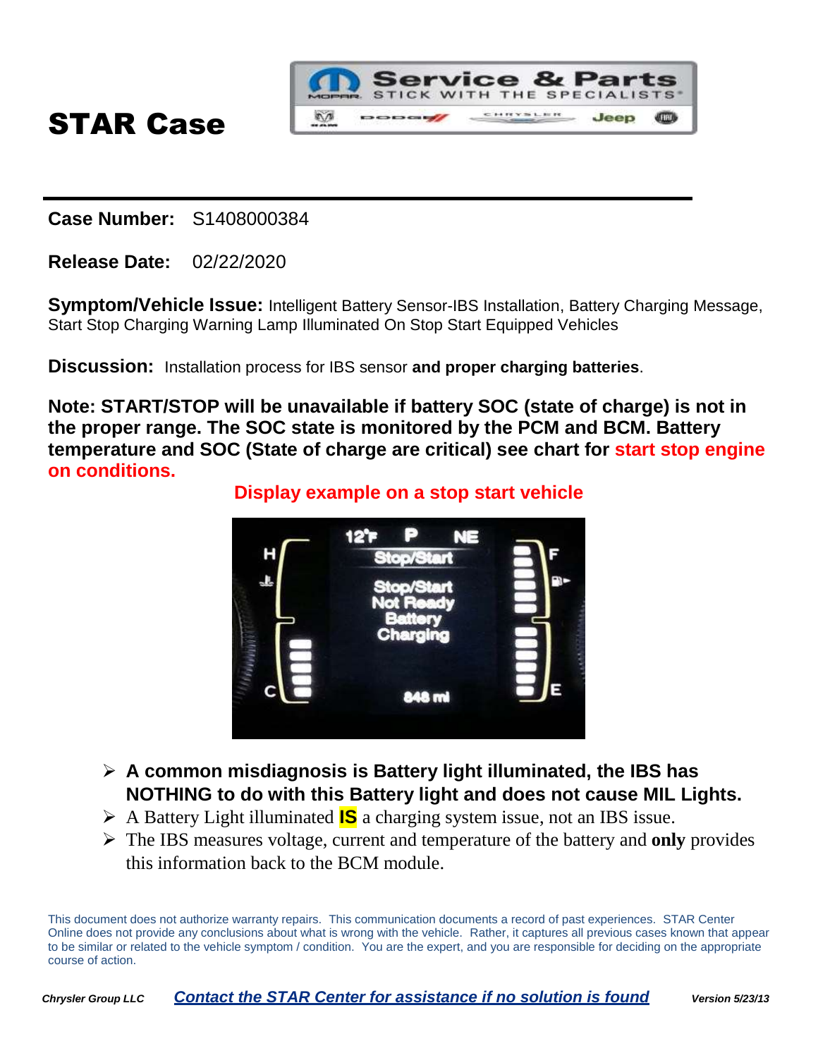# STAR Case

**Case Number:** S1408000384

**Release Date:** 02/22/2020

**Symptom/Vehicle Issue:** Intelligent Battery Sensor-IBS Installation, Battery Charging Message, Start Stop Charging Warning Lamp Illuminated On Stop Start Equipped Vehicles

**Discussion:** Installation process for IBS sensor **and proper charging batteries**.

**Note: START/STOP will be unavailable if battery SOC (state of charge) is not in the proper range. The SOC state is monitored by the PCM and BCM. Battery temperature and SOC (State of charge are critical) see chart for start stop engine on conditions.**

**Display example on a stop start vehicle**

- **A common misdiagnosis is Battery light illuminated, the IBS has NOTHING to do with this Battery light and does not cause MIL Lights.**
- A Battery Light illuminated **IS** a charging system issue, not an IBS issue.
- The IBS measures voltage, current and temperature of the battery and **only** provides this information back to the BCM module.

This document does not authorize warranty repairs. This communication documents a record of past experiences. STAR Center Online does not provide any conclusions about what is wrong with the vehicle. Rather, it captures all previous cases known that appear to be similar or related to the vehicle symptom / condition. You are the expert, and you are responsible for deciding on the appropriate course of action.

*Chrysler Group LLC* *Contact the STAR Center for assistance if no solution is found* *Version 5/23/13*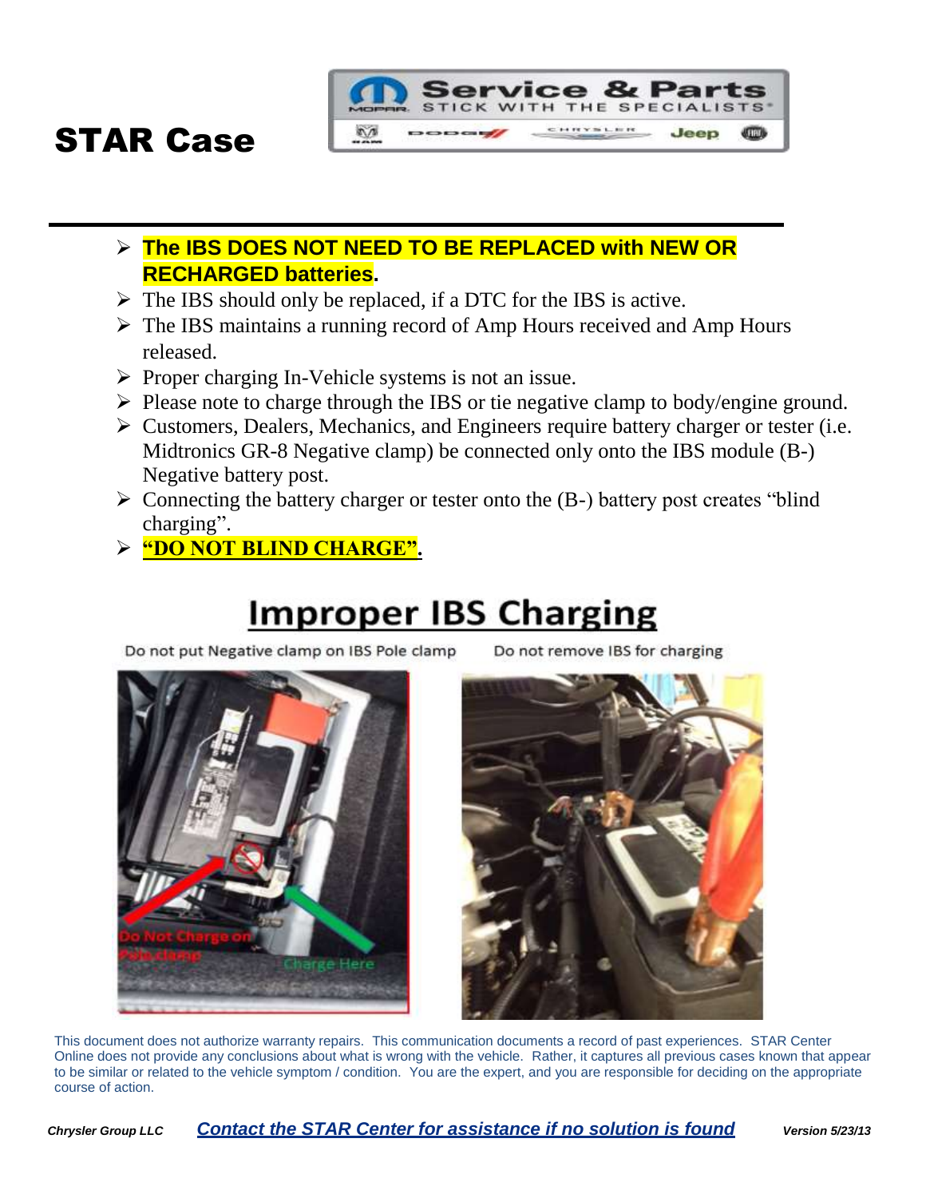# STAR Case

- **The IBS DOES NOT NEED TO BE REPLACED with NEW OR RECHARGED batteries.**
- The IBS should only be replaced, if a DTC for the IBS is active.
- The IBS maintains a running record of Amp Hours received and Amp Hours released.
- Proper charging In-Vehicle systems is not an issue.
- Please note to charge through the IBS or tie negative clamp to body/engine ground.
- Customers, Dealers, Mechanics, and Engineers require battery charger or tester (i.e. Midtronics GR-8 Negative clamp) be connected only onto the IBS module (B-) Negative battery post.
- Connecting the battery charger or tester onto the (B-) battery post creates "blind charging".
- **"DO NOT BLIND CHARGE".**

## Improper IBS Charging

Do not put Negative clamp on IBS Pole clamp

Do not remove IBS for charging

This document does not authorize warranty repairs. This communication documents a record of past experiences. STAR Center Online does not provide any conclusions about what is wrong with the vehicle. Rather, it captures all previous cases known that appear to be similar or related to the vehicle symptom / condition. You are the expert, and you are responsible for deciding on the appropriate course of action.

*Chrysler Group LLC* ***Contact the STAR Center for assistance if no solution is found*** *Version 5/23/13*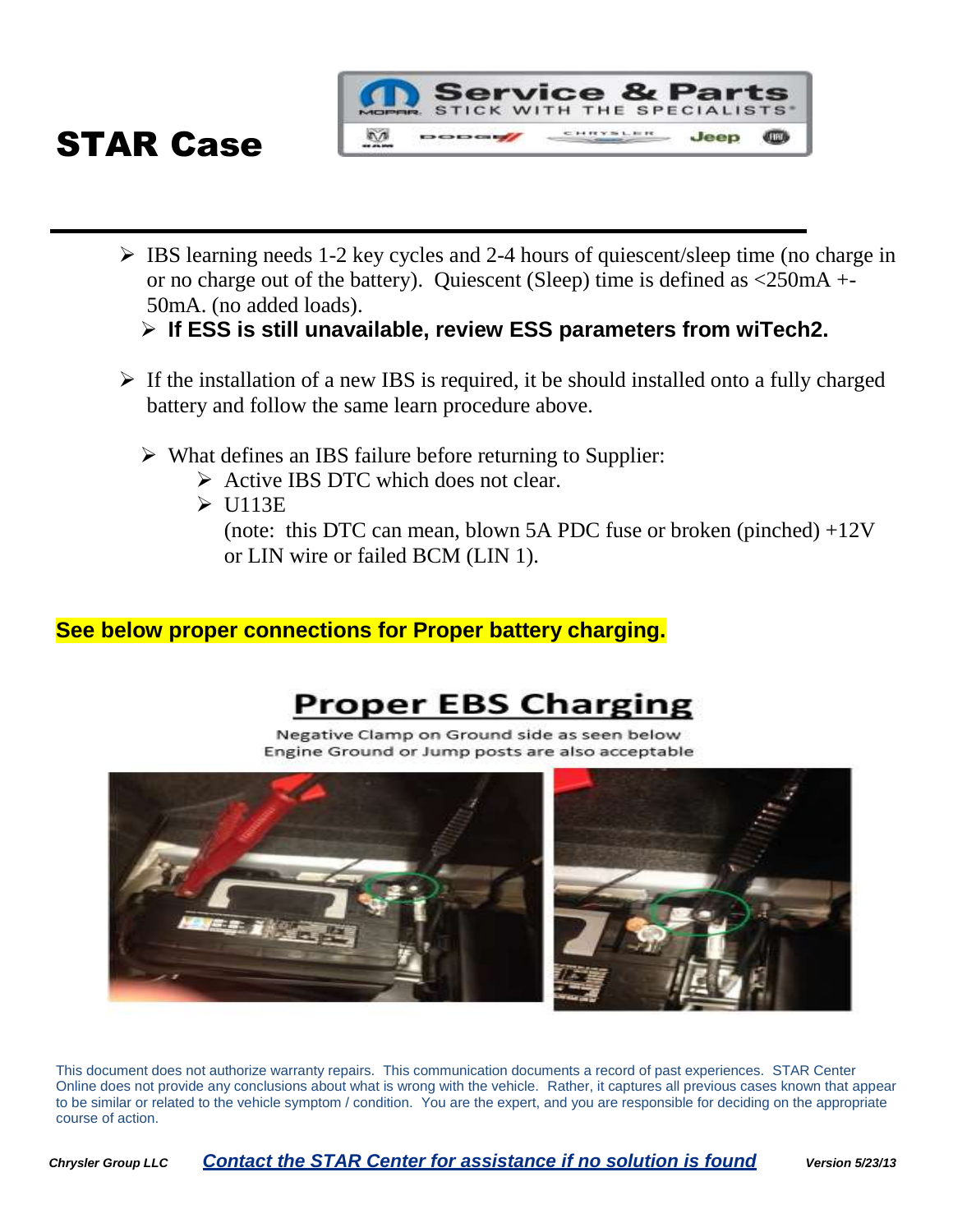# STAR Case

- IBS learning needs 1-2 key cycles and 2-4 hours of quiescent/sleep time (no charge in or no charge out of the battery). Quiescent (Sleep) time is defined as <250mA +- 50mA. (no added loads).
  - **If ESS is still unavailable, review ESS parameters from wiTech2.**

- If the installation of a new IBS is required, it be should installed onto a fully charged battery and follow the same learn procedure above.

  - What defines an IBS failure before returning to Supplier:
    - Active IBS DTC which does not clear.
    - U113E
      (note: this DTC can mean, blown 5A PDC fuse or broken (pinched) +12V or LIN wire or failed BCM (LIN 1).

**See below proper connections for Proper battery charging.**

## Proper EBS Charging

Negative Clamp on Ground side as seen below
Engine Ground or Jump posts are also acceptable

This document does not authorize warranty repairs. This communication documents a record of past experiences. STAR Center Online does not provide any conclusions about what is wrong with the vehicle. Rather, it captures all previous cases known that appear to be similar or related to the vehicle symptom / condition. You are the expert, and you are responsible for deciding on the appropriate course of action.

*Chrysler Group LLC* ***Contact the STAR Center for assistance if no solution is found*** *Version 5/23/13*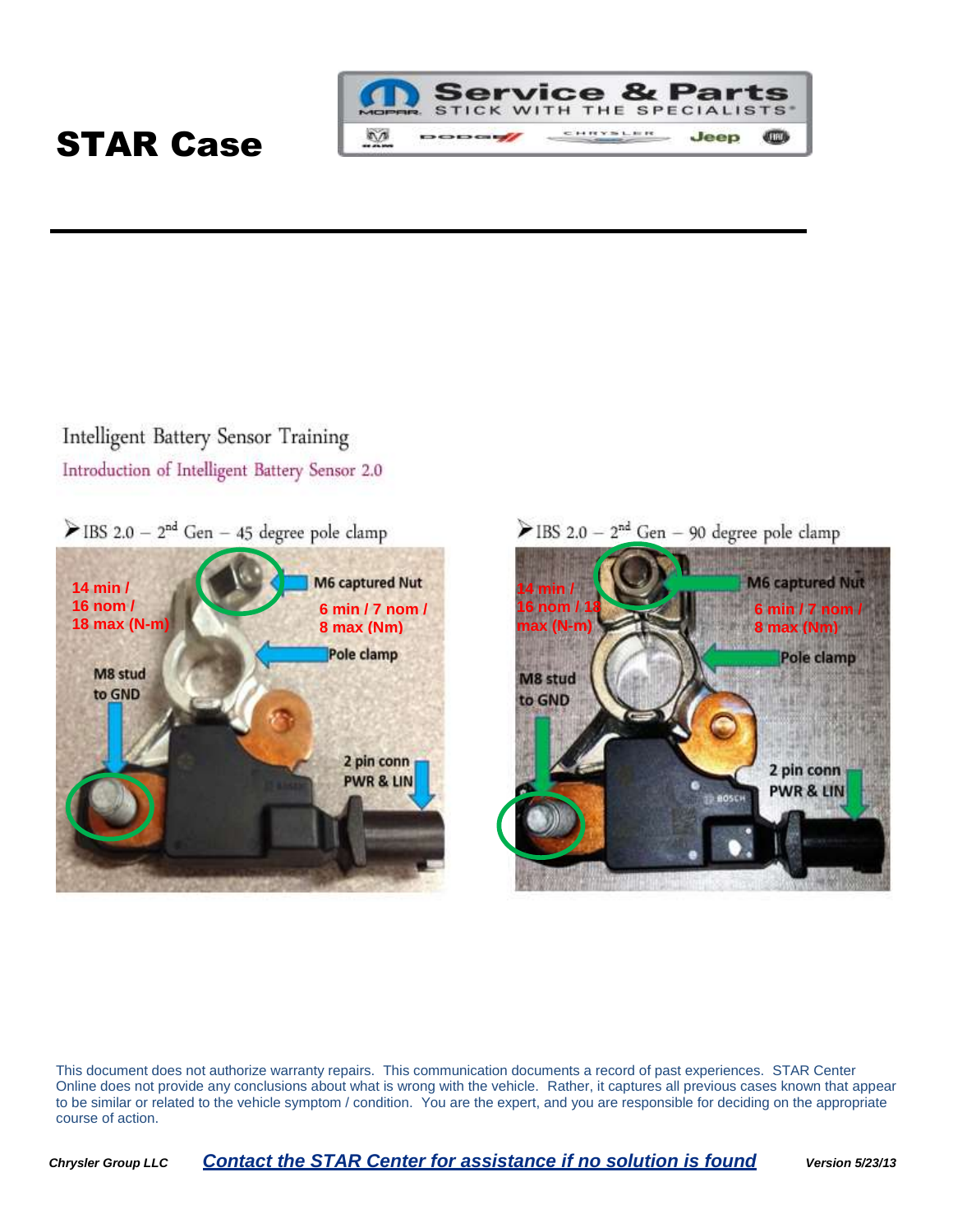# STAR Case

Intelligent Battery Sensor Training

Introduction of Intelligent Battery Sensor 2.0

➢ IBS 2.0 – 2nd Gen – 45 degree pole clamp

14 min / 16 nom / 18 max (N-m)

M6 captured Nut

6 min / 7 nom / 8 max (Nm)

Pole clamp

M8 stud to GND

2 pin conn PWR & LIN

➢ IBS 2.0 – 2nd Gen – 90 degree pole clamp

14 min / 16 nom / 18 max (N-m)

M6 captured Nut

6 min / 7 nom / 8 max (Nm)

Pole clamp

M8 stud to GND

2 pin conn PWR & LIN

This document does not authorize warranty repairs. This communication documents a record of past experiences. STAR Center Online does not provide any conclusions about what is wrong with the vehicle. Rather, it captures all previous cases known that appear to be similar or related to the vehicle symptom / condition. You are the expert, and you are responsible for deciding on the appropriate course of action.

*Chrysler Group LLC* ***Contact the STAR Center for assistance if no solution is found*** *Version 5/23/13*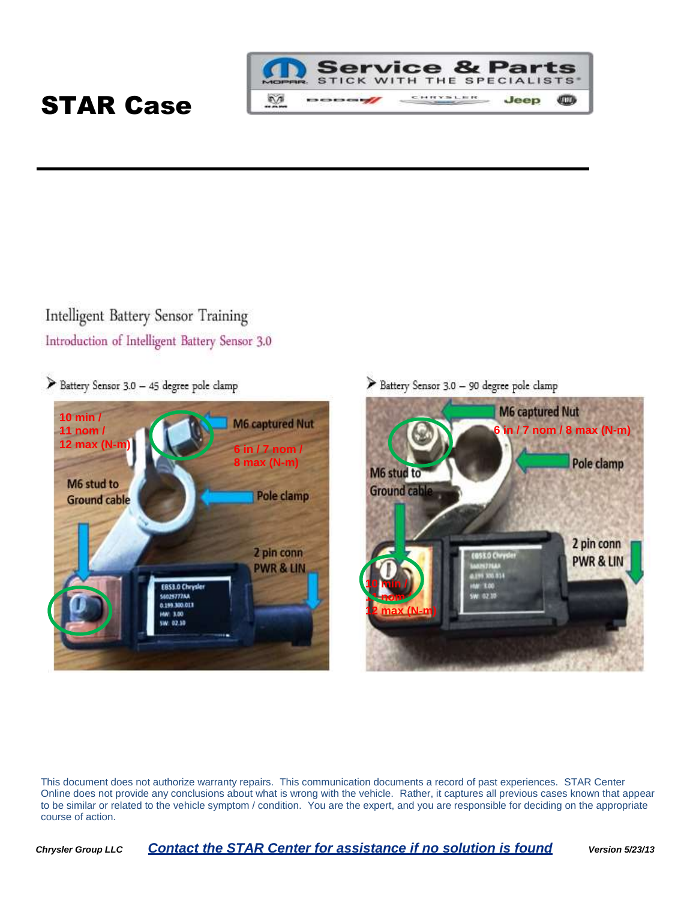# STAR Case

Intelligent Battery Sensor Training

Introduction of Intelligent Battery Sensor 3.0

- Battery Sensor 3.0 – 45 degree pole clamp

10 min / 11 nom / 12 max (N-m)

M6 captured Nut

6 in / 7 nom / 8 max (N-m)

M6 stud to Ground cable

Pole clamp

2 pin conn PWR & LIN

- Battery Sensor 3.0 – 90 degree pole clamp

M6 captured Nut

6 in / 7 nom / 8 max (N-m)

Pole clamp

M6 stud to Ground cable

2 pin conn PWR & LIN

10 min / 11 nom / 12 max (N-m)

This document does not authorize warranty repairs. This communication documents a record of past experiences. STAR Center Online does not provide any conclusions about what is wrong with the vehicle. Rather, it captures all previous cases known that appear to be similar or related to the vehicle symptom / condition. You are the expert, and you are responsible for deciding on the appropriate course of action.

*Chrysler Group LLC* ***Contact the STAR Center for assistance if no solution is found*** *Version 5/23/13*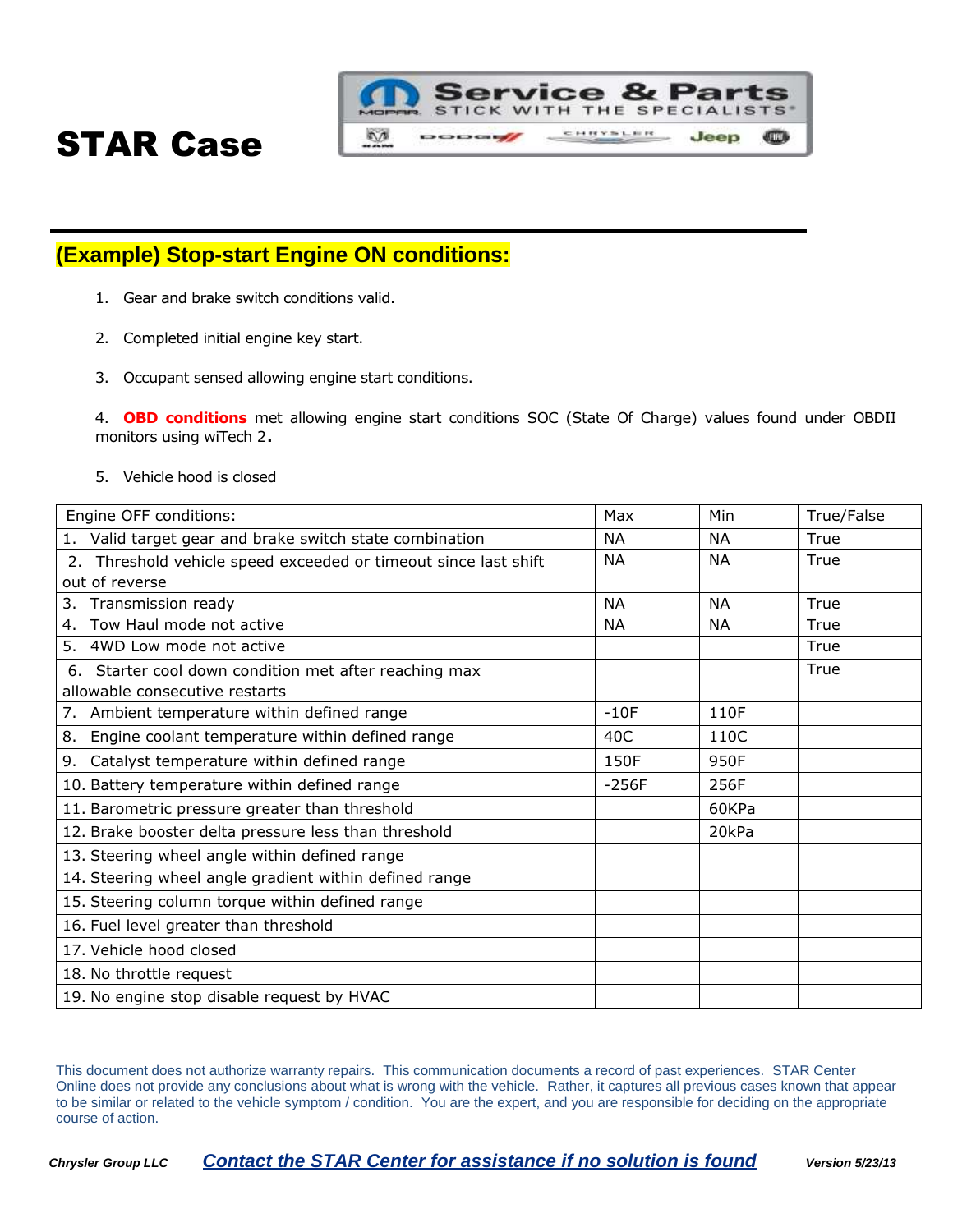# STAR Case

## (Example) Stop-start Engine ON conditions:

1. Gear and brake switch conditions valid.
2. Completed initial engine key start.
3. Occupant sensed allowing engine start conditions.
4. **OBD conditions** met allowing engine start conditions SOC (State Of Charge) values found under OBDII monitors using wiTech 2.
5. Vehicle hood is closed

| Engine OFF conditions: | Max | Min | True/False |
|---|---|---|---|
| 1. Valid target gear and brake switch state combination | NA | NA | True |
| 2. Threshold vehicle speed exceeded or timeout since last shift out of reverse | NA | NA | True |
| 3. Transmission ready | NA | NA | True |
| 4. Tow Haul mode not active | NA | NA | True |
| 5. 4WD Low mode not active | | | True |
| 6. Starter cool down condition met after reaching max allowable consecutive restarts | | | True |
| 7. Ambient temperature within defined range | -10F | 110F | |
| 8. Engine coolant temperature within defined range | 40C | 110C | |
| 9. Catalyst temperature within defined range | 150F | 950F | |
| 10. Battery temperature within defined range | -256F | 256F | |
| 11. Barometric pressure greater than threshold | | 60KPa | |
| 12. Brake booster delta pressure less than threshold | | 20kPa | |
| 13. Steering wheel angle within defined range | | | |
| 14. Steering wheel angle gradient within defined range | | | |
| 15. Steering column torque within defined range | | | |
| 16. Fuel level greater than threshold | | | |
| 17. Vehicle hood closed | | | |
| 18. No throttle request | | | |
| 19. No engine stop disable request by HVAC | | | |

This document does not authorize warranty repairs. This communication documents a record of past experiences. STAR Center Online does not provide any conclusions about what is wrong with the vehicle. Rather, it captures all previous cases known that appear to be similar or related to the vehicle symptom / condition. You are the expert, and you are responsible for deciding on the appropriate course of action.

*Chrysler Group LLC* ***Contact the STAR Center for assistance if no solution is found*** *Version 5/23/13*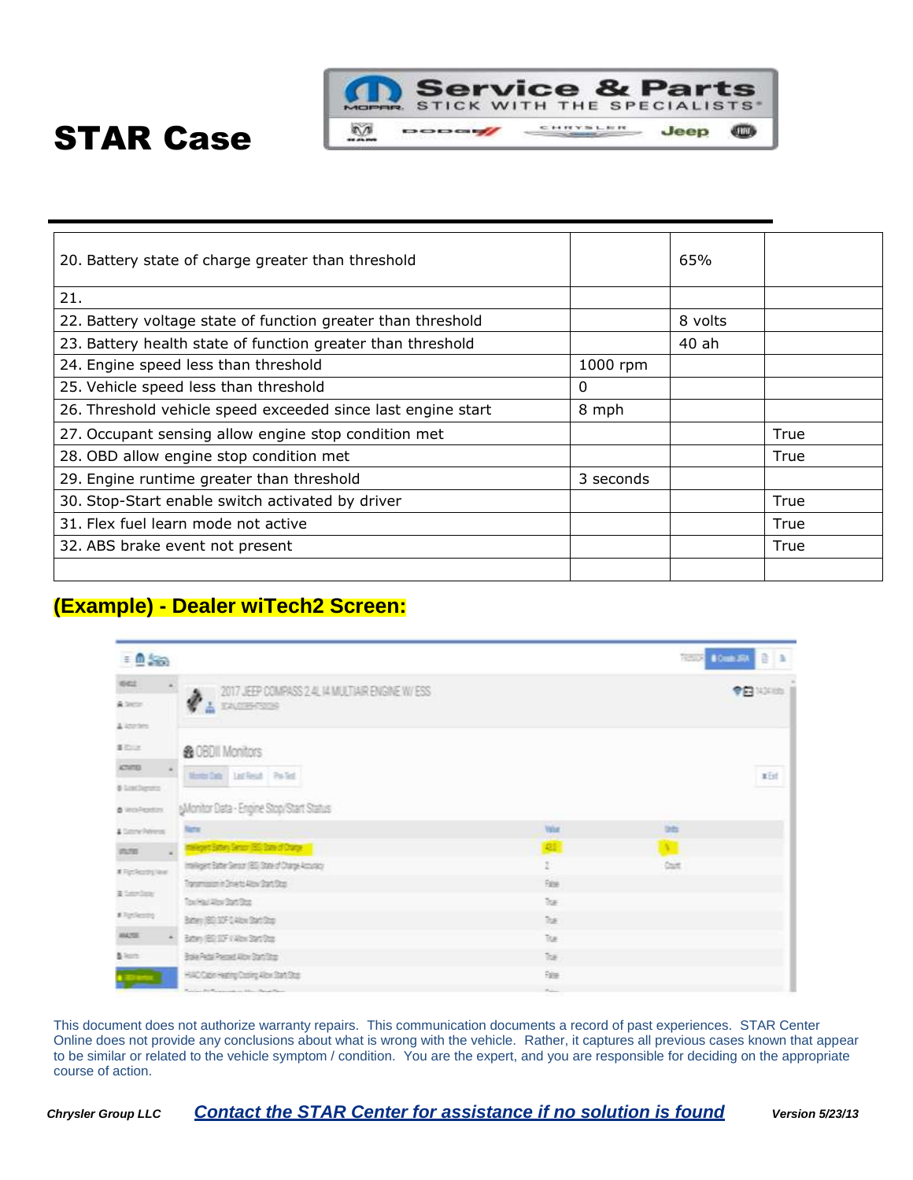# STAR Case

| | | | |
|---|---|---|---|
| 20. Battery state of charge greater than threshold | | 65% | |
| 21. | | | |
| 22. Battery voltage state of function greater than threshold | | 8 volts | |
| 23. Battery health state of function greater than threshold | | 40 ah | |
| 24. Engine speed less than threshold | 1000 rpm | | |
| 25. Vehicle speed less than threshold | 0 | | |
| 26. Threshold vehicle speed exceeded since last engine start | 8 mph | | |
| 27. Occupant sensing allow engine stop condition met | | | True |
| 28. OBD allow engine stop condition met | | | True |
| 29. Engine runtime greater than threshold | 3 seconds | | |
| 30. Stop-Start enable switch activated by driver | | | True |
| 31. Flex fuel learn mode not active | | | True |
| 32. ABS brake event not present | | | True |
| | | | |

## (Example) - Dealer wiTech2 Screen:

This document does not authorize warranty repairs. This communication documents a record of past experiences. STAR Center Online does not provide any conclusions about what is wrong with the vehicle. Rather, it captures all previous cases known that appear to be similar or related to the vehicle symptom / condition. You are the expert, and you are responsible for deciding on the appropriate course of action.

*Chrysler Group LLC* — ***Contact the STAR Center for assistance if no solution is found*** — *Version 5/23/13*